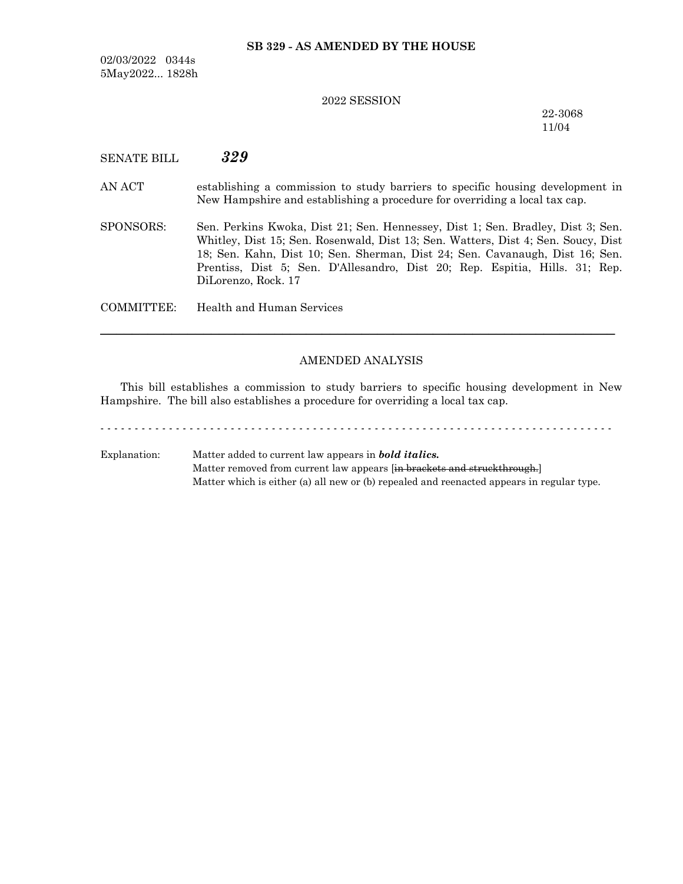**SB 329 - AS AMENDED BY THE HOUSE**

02/03/2022 0344s
5May2022... 1828h

2022 SESSION

22-3068
11/04

SENATE BILL ***329***

AN ACT establishing a commission to study barriers to specific housing development in New Hampshire and establishing a procedure for overriding a local tax cap.

SPONSORS: Sen. Perkins Kwoka, Dist 21; Sen. Hennessey, Dist 1; Sen. Bradley, Dist 3; Sen. Whitley, Dist 15; Sen. Rosenwald, Dist 13; Sen. Watters, Dist 4; Sen. Soucy, Dist 18; Sen. Kahn, Dist 10; Sen. Sherman, Dist 24; Sen. Cavanaugh, Dist 16; Sen. Prentiss, Dist 5; Sen. D'Allesandro, Dist 20; Rep. Espitia, Hills. 31; Rep. DiLorenzo, Rock. 17

COMMITTEE: Health and Human Services

---

AMENDED ANALYSIS

This bill establishes a commission to study barriers to specific housing development in New Hampshire. The bill also establishes a procedure for overriding a local tax cap.

- - - - - - - - - - - - - - - - - - - - - - - - - - - - - - - - - - - - - - - - - - - - - - - - - - - - - - - - - - - - - - - - - - - - - - - - - - -

Explanation: Matter added to current law appears in ***bold italics.***
Matter removed from current law appears [~~in brackets and struckthrough.~~]
Matter which is either (a) all new or (b) repealed and reenacted appears in regular type.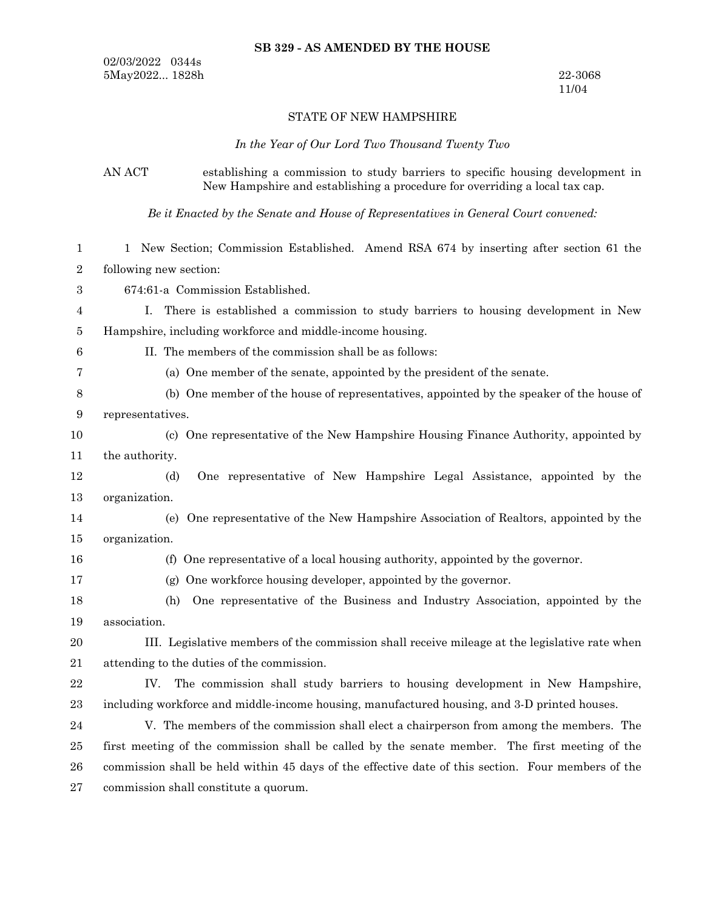**SB 329 - AS AMENDED BY THE HOUSE**

02/03/2022 0344s
5May2022... 1828h

22-3068
11/04

STATE OF NEW HAMPSHIRE

*In the Year of Our Lord Two Thousand Twenty Two*

AN ACT establishing a commission to study barriers to specific housing development in New Hampshire and establishing a procedure for overriding a local tax cap.

*Be it Enacted by the Senate and House of Representatives in General Court convened:*

1 New Section; Commission Established. Amend RSA 674 by inserting after section 61 the following new section:

674:61-a Commission Established.

I. There is established a commission to study barriers to housing development in New Hampshire, including workforce and middle-income housing.

II. The members of the commission shall be as follows:

(a) One member of the senate, appointed by the president of the senate.

(b) One member of the house of representatives, appointed by the speaker of the house of representatives.

(c) One representative of the New Hampshire Housing Finance Authority, appointed by the authority.

(d) One representative of New Hampshire Legal Assistance, appointed by the organization.

(e) One representative of the New Hampshire Association of Realtors, appointed by the organization.

(f) One representative of a local housing authority, appointed by the governor.

(g) One workforce housing developer, appointed by the governor.

(h) One representative of the Business and Industry Association, appointed by the association.

III. Legislative members of the commission shall receive mileage at the legislative rate when attending to the duties of the commission.

IV. The commission shall study barriers to housing development in New Hampshire, including workforce and middle-income housing, manufactured housing, and 3-D printed houses.

V. The members of the commission shall elect a chairperson from among the members. The first meeting of the commission shall be called by the senate member. The first meeting of the commission shall be held within 45 days of the effective date of this section. Four members of the commission shall constitute a quorum.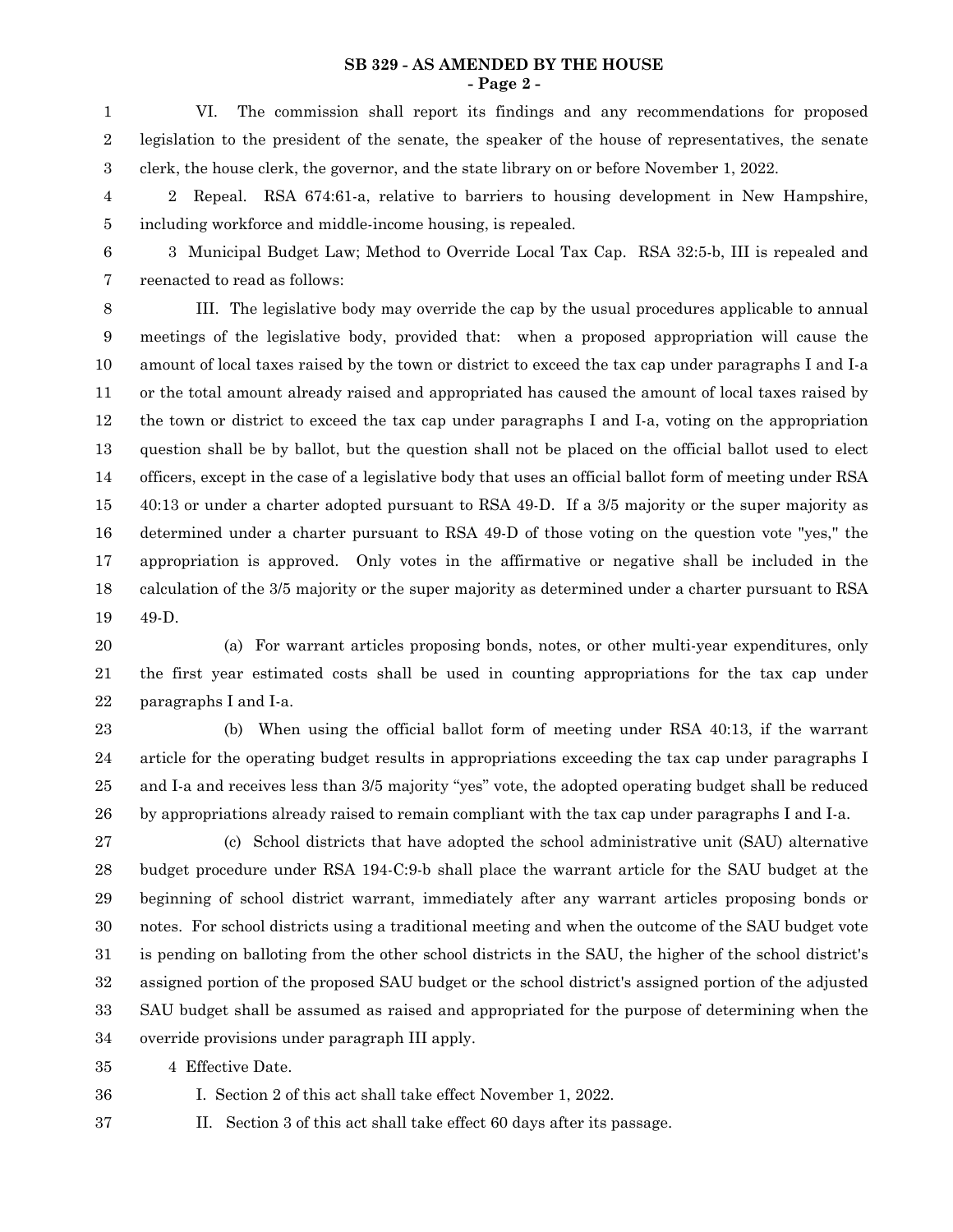VI. The commission shall report its findings and any recommendations for proposed legislation to the president of the senate, the speaker of the house of representatives, the senate clerk, the house clerk, the governor, and the state library on or before November 1, 2022.

2 Repeal. RSA 674:61-a, relative to barriers to housing development in New Hampshire, including workforce and middle-income housing, is repealed.

3 Municipal Budget Law; Method to Override Local Tax Cap. RSA 32:5-b, III is repealed and reenacted to read as follows:

III. The legislative body may override the cap by the usual procedures applicable to annual meetings of the legislative body, provided that: when a proposed appropriation will cause the amount of local taxes raised by the town or district to exceed the tax cap under paragraphs I and I-a or the total amount already raised and appropriated has caused the amount of local taxes raised by the town or district to exceed the tax cap under paragraphs I and I-a, voting on the appropriation question shall be by ballot, but the question shall not be placed on the official ballot used to elect officers, except in the case of a legislative body that uses an official ballot form of meeting under RSA 40:13 or under a charter adopted pursuant to RSA 49-D. If a 3/5 majority or the super majority as determined under a charter pursuant to RSA 49-D of those voting on the question vote "yes," the appropriation is approved. Only votes in the affirmative or negative shall be included in the calculation of the 3/5 majority or the super majority as determined under a charter pursuant to RSA 49-D.

(a) For warrant articles proposing bonds, notes, or other multi-year expenditures, only the first year estimated costs shall be used in counting appropriations for the tax cap under paragraphs I and I-a.

(b) When using the official ballot form of meeting under RSA 40:13, if the warrant article for the operating budget results in appropriations exceeding the tax cap under paragraphs I and I-a and receives less than 3/5 majority "yes" vote, the adopted operating budget shall be reduced by appropriations already raised to remain compliant with the tax cap under paragraphs I and I-a.

(c) School districts that have adopted the school administrative unit (SAU) alternative budget procedure under RSA 194-C:9-b shall place the warrant article for the SAU budget at the beginning of school district warrant, immediately after any warrant articles proposing bonds or notes. For school districts using a traditional meeting and when the outcome of the SAU budget vote is pending on balloting from the other school districts in the SAU, the higher of the school district's assigned portion of the proposed SAU budget or the school district's assigned portion of the adjusted SAU budget shall be assumed as raised and appropriated for the purpose of determining when the override provisions under paragraph III apply.

4 Effective Date.

I. Section 2 of this act shall take effect November 1, 2022.

II. Section 3 of this act shall take effect 60 days after its passage.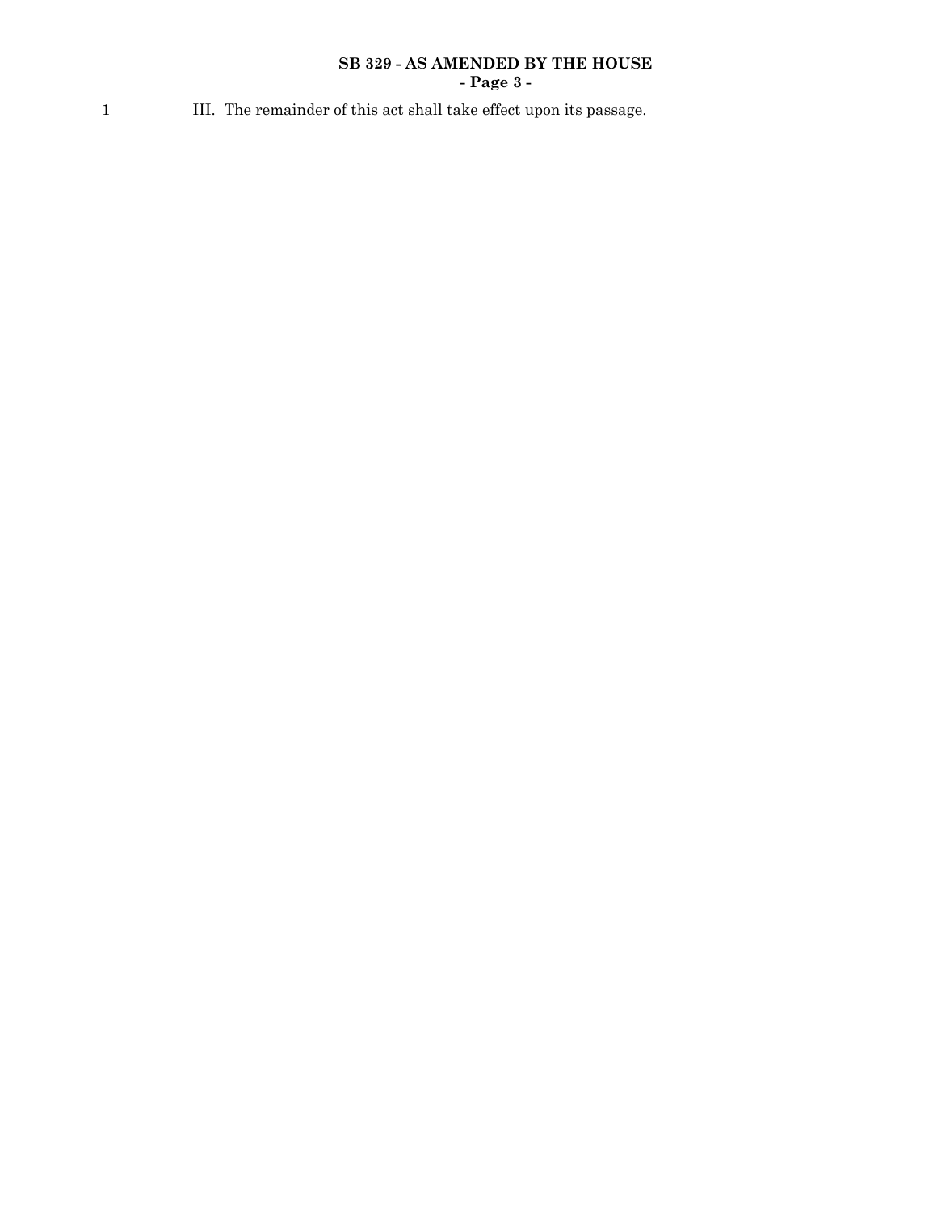III. The remainder of this act shall take effect upon its passage.